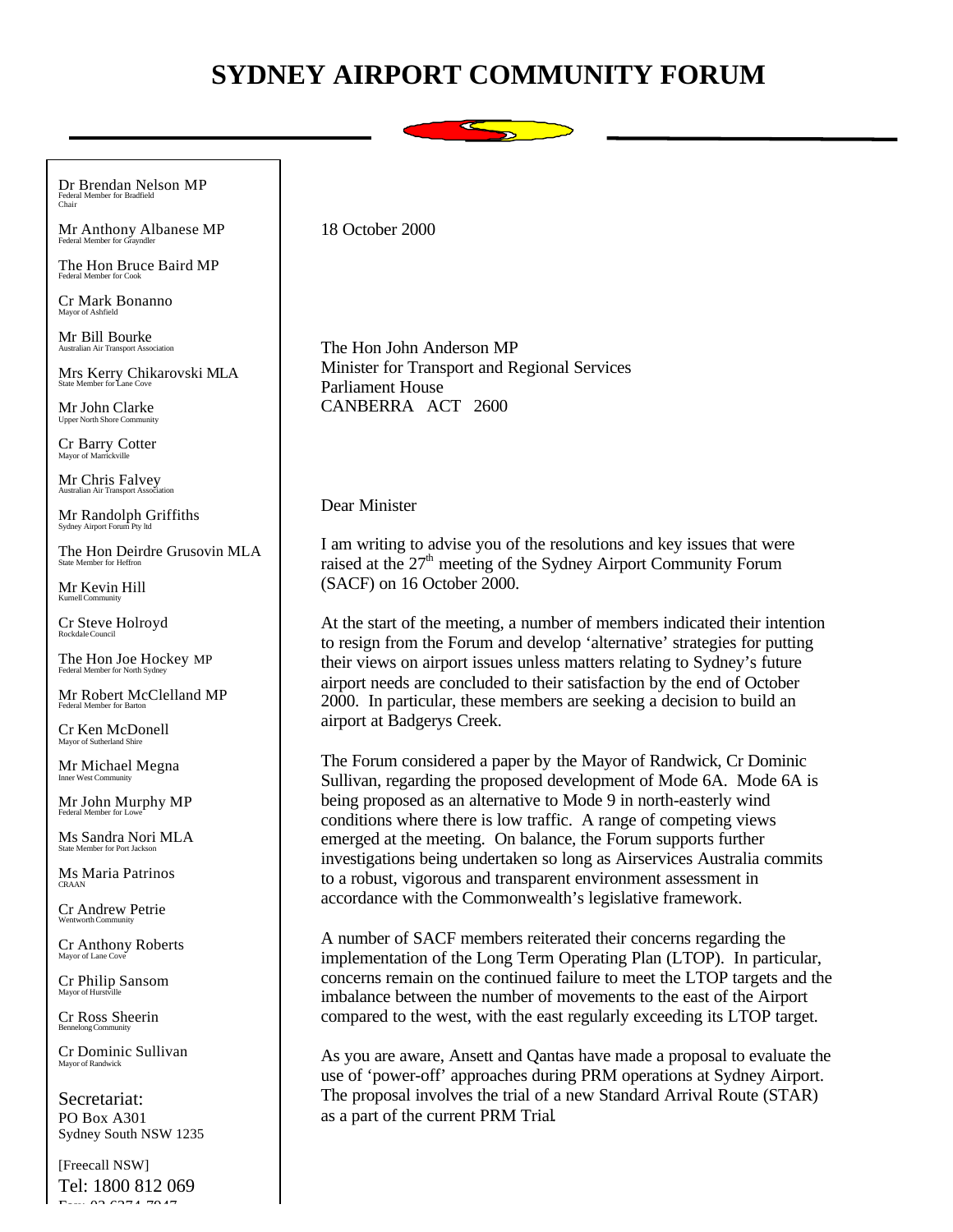# SYDNEY AIRPORT COMMUNITY FORUM

Dr Brendan Nelson MP
Federal Member for Bradfield
Chair

Mr Anthony Albanese MP
Federal Member for Grayndler

The Hon Bruce Baird MP
Federal Member for Cook

Cr Mark Bonanno
Mayor of Ashfield

Mr Bill Bourke
Australian Air Transport Association

Mrs Kerry Chikarovski MLA
State Member for Lane Cove

Mr John Clarke
Upper North Shore Community

Cr Barry Cotter
Mayor of Marrickville

Mr Chris Falvey
Australian Air Transport Association

Mr Randolph Griffiths
Sydney Airport Forum Pty ltd

The Hon Deirdre Grusovin MLA
State Member for Heffron

Mr Kevin Hill
Kurnell Community

Cr Steve Holroyd
Rockdale Council

The Hon Joe Hockey MP
Federal Member for North Sydney

Mr Robert McClelland MP
Federal Member for Barton

Cr Ken McDonell
Mayor of Sutherland Shire

Mr Michael Megna
Inner West Community

Mr John Murphy MP
Federal Member for Lowe

Ms Sandra Nori MLA
State Member for Port Jackson

Ms Maria Patrinos
CRAAN

Cr Andrew Petrie
Wentworth Community

Cr Anthony Roberts
Mayor of Lane Cove

Cr Philip Sansom
Mayor of Hurstville

Cr Ross Sheerin
Bennelong Community

Cr Dominic Sullivan
Mayor of Randwick

Secretariat:
PO Box A301
Sydney South NSW 1235

[Freecall NSW]
Tel: 1800 812 069

18 October 2000

The Hon John Anderson MP
Minister for Transport and Regional Services
Parliament House
CANBERRA ACT 2600

Dear Minister

I am writing to advise you of the resolutions and key issues that were raised at the 27th meeting of the Sydney Airport Community Forum (SACF) on 16 October 2000.

At the start of the meeting, a number of members indicated their intention to resign from the Forum and develop 'alternative' strategies for putting their views on airport issues unless matters relating to Sydney's future airport needs are concluded to their satisfaction by the end of October 2000. In particular, these members are seeking a decision to build an airport at Badgerys Creek.

The Forum considered a paper by the Mayor of Randwick, Cr Dominic Sullivan, regarding the proposed development of Mode 6A. Mode 6A is being proposed as an alternative to Mode 9 in north-easterly wind conditions where there is low traffic. A range of competing views emerged at the meeting. On balance, the Forum supports further investigations being undertaken so long as Airservices Australia commits to a robust, vigorous and transparent environment assessment in accordance with the Commonwealth's legislative framework.

A number of SACF members reiterated their concerns regarding the implementation of the Long Term Operating Plan (LTOP). In particular, concerns remain on the continued failure to meet the LTOP targets and the imbalance between the number of movements to the east of the Airport compared to the west, with the east regularly exceeding its LTOP target.

As you are aware, Ansett and Qantas have made a proposal to evaluate the use of 'power-off' approaches during PRM operations at Sydney Airport. The proposal involves the trial of a new Standard Arrival Route (STAR) as a part of the current PRM Trial.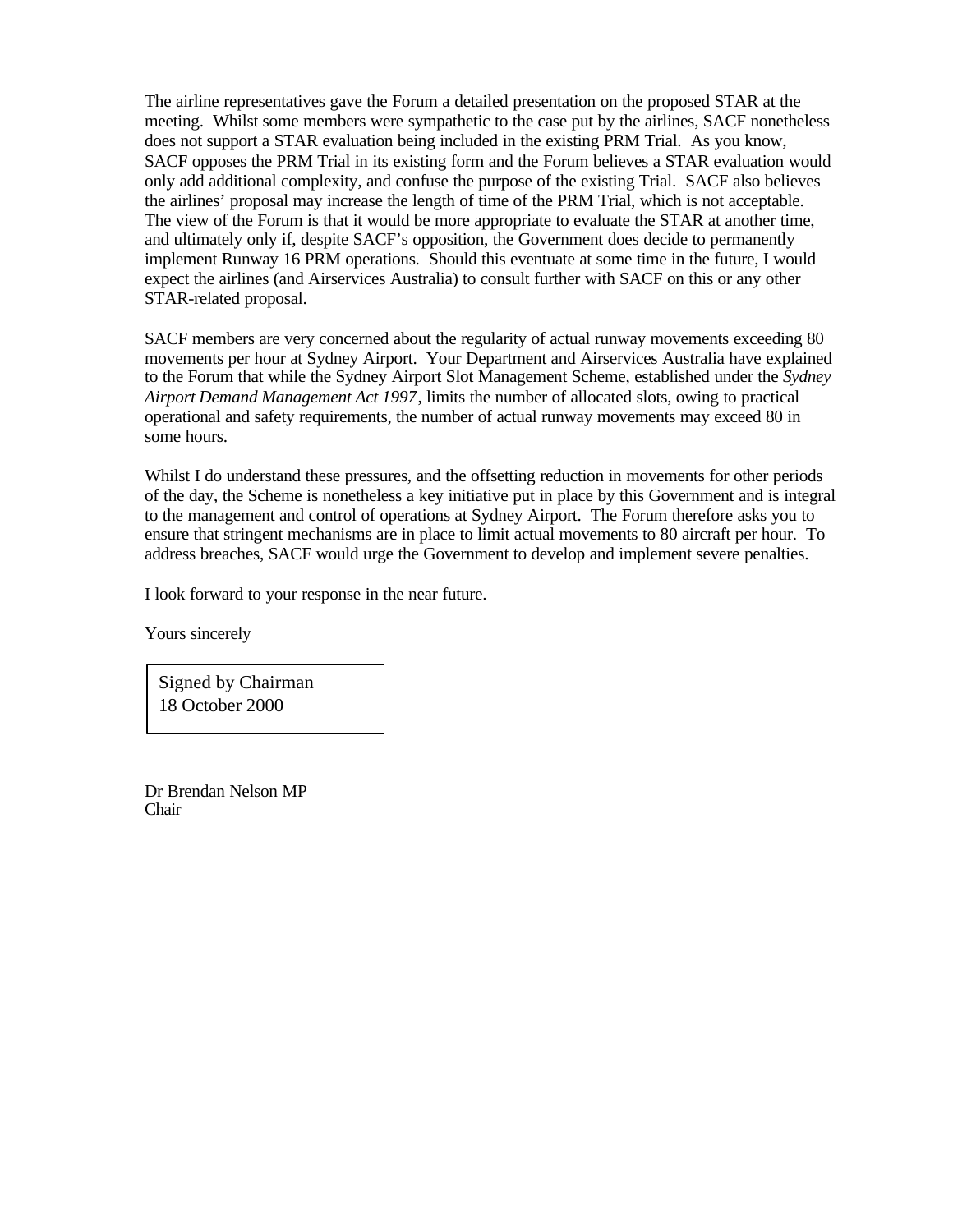The airline representatives gave the Forum a detailed presentation on the proposed STAR at the meeting.  Whilst some members were sympathetic to the case put by the airlines, SACF nonetheless does not support a STAR evaluation being included in the existing PRM Trial.  As you know, SACF opposes the PRM Trial in its existing form and the Forum believes a STAR evaluation would only add additional complexity, and confuse the purpose of the existing Trial.  SACF also believes the airlines' proposal may increase the length of time of the PRM Trial, which is not acceptable. The view of the Forum is that it would be more appropriate to evaluate the STAR at another time, and ultimately only if, despite SACF's opposition, the Government does decide to permanently implement Runway 16 PRM operations.  Should this eventuate at some time in the future, I would expect the airlines (and Airservices Australia) to consult further with SACF on this or any other STAR-related proposal.

SACF members are very concerned about the regularity of actual runway movements exceeding 80 movements per hour at Sydney Airport.  Your Department and Airservices Australia have explained to the Forum that while the Sydney Airport Slot Management Scheme, established under the *Sydney Airport Demand Management Act 1997*, limits the number of allocated slots, owing to practical operational and safety requirements, the number of actual runway movements may exceed 80 in some hours.

Whilst I do understand these pressures, and the offsetting reduction in movements for other periods of the day, the Scheme is nonetheless a key initiative put in place by this Government and is integral to the management and control of operations at Sydney Airport.  The Forum therefore asks you to ensure that stringent mechanisms are in place to limit actual movements to 80 aircraft per hour.  To address breaches, SACF would urge the Government to develop and implement severe penalties.

I look forward to your response in the near future.

Yours sincerely

Signed by Chairman
18 October 2000

Dr Brendan Nelson MP
Chair